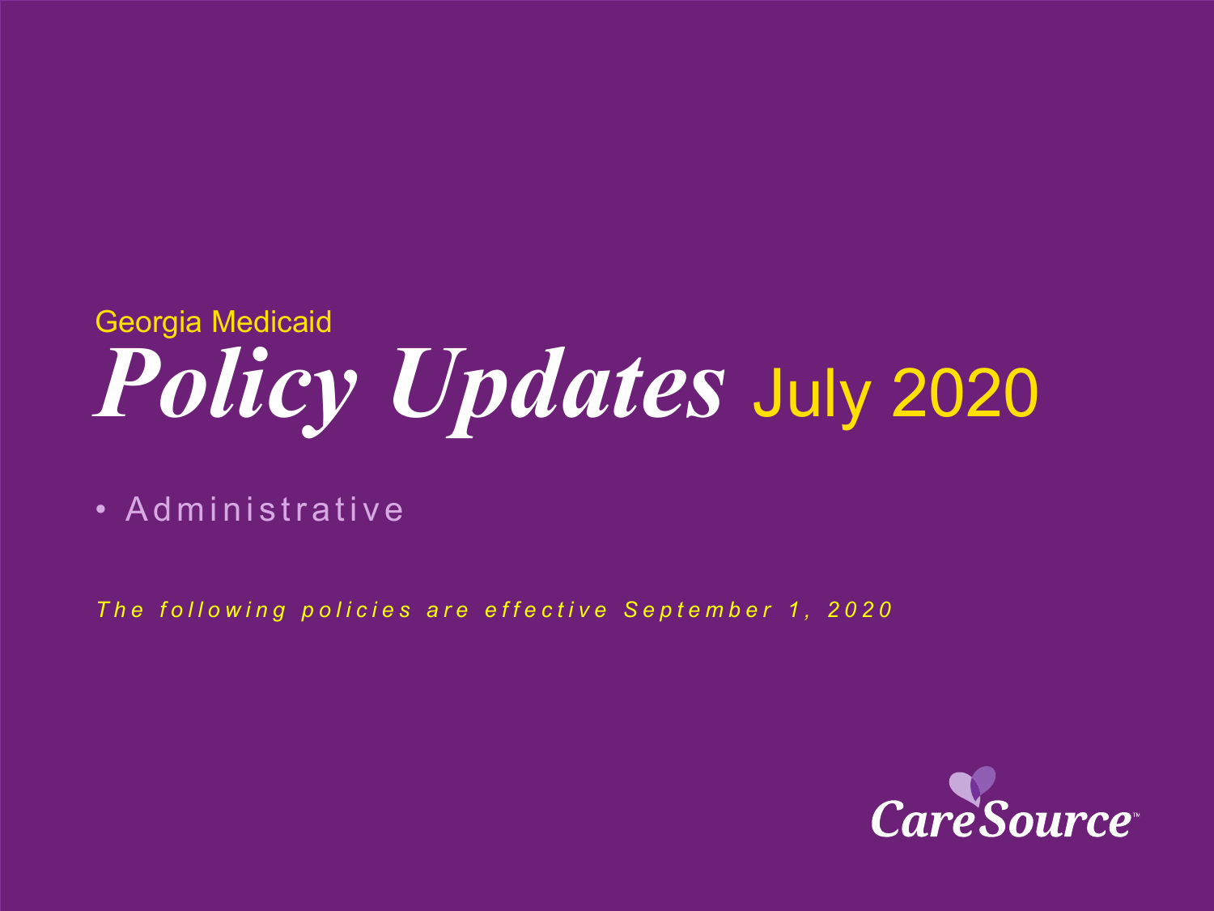Georgia Medicaid

# *Policy Updates* July 2020

- Administrative

*The following policies are effective September 1, 2020*

CareSource™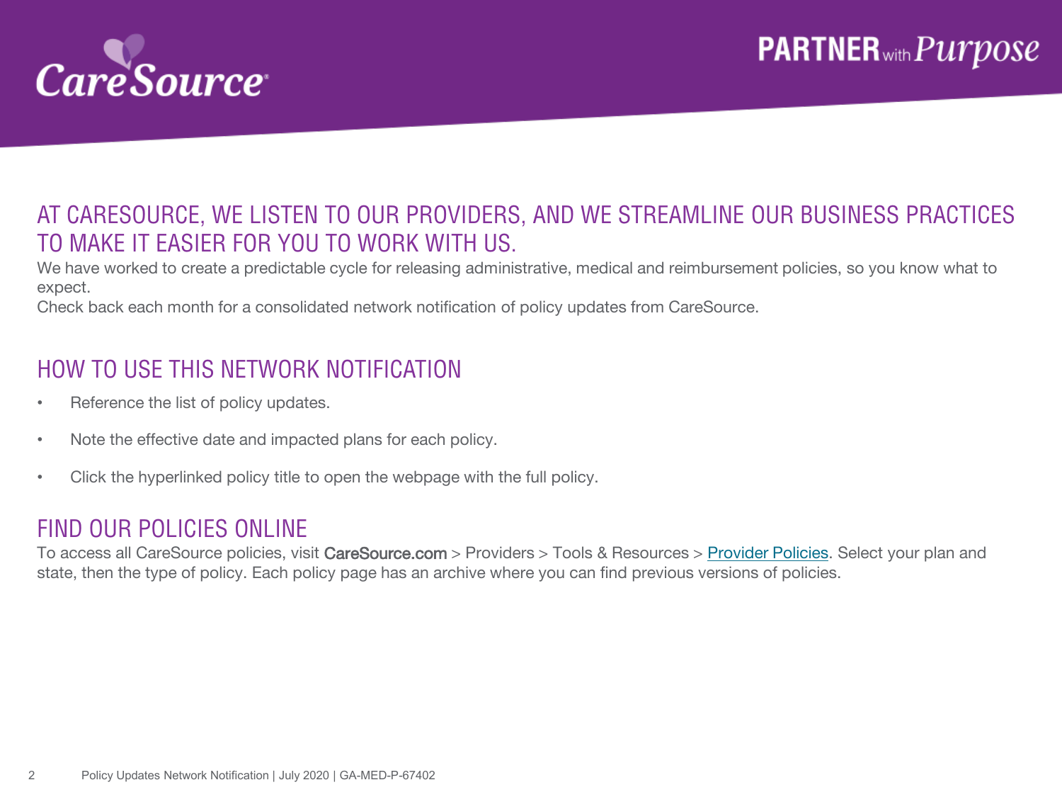CareSource

PARTNER with Purpose

## AT CARESOURCE, WE LISTEN TO OUR PROVIDERS, AND WE STREAMLINE OUR BUSINESS PRACTICES TO MAKE IT EASIER FOR YOU TO WORK WITH US.

We have worked to create a predictable cycle for releasing administrative, medical and reimbursement policies, so you know what to expect.

Check back each month for a consolidated network notification of policy updates from CareSource.

## HOW TO USE THIS NETWORK NOTIFICATION

- Reference the list of policy updates.
- Note the effective date and impacted plans for each policy.
- Click the hyperlinked policy title to open the webpage with the full policy.

## FIND OUR POLICIES ONLINE

To access all CareSource policies, visit CareSource.com > Providers > Tools & Resources > Provider Policies. Select your plan and state, then the type of policy. Each policy page has an archive where you can find previous versions of policies.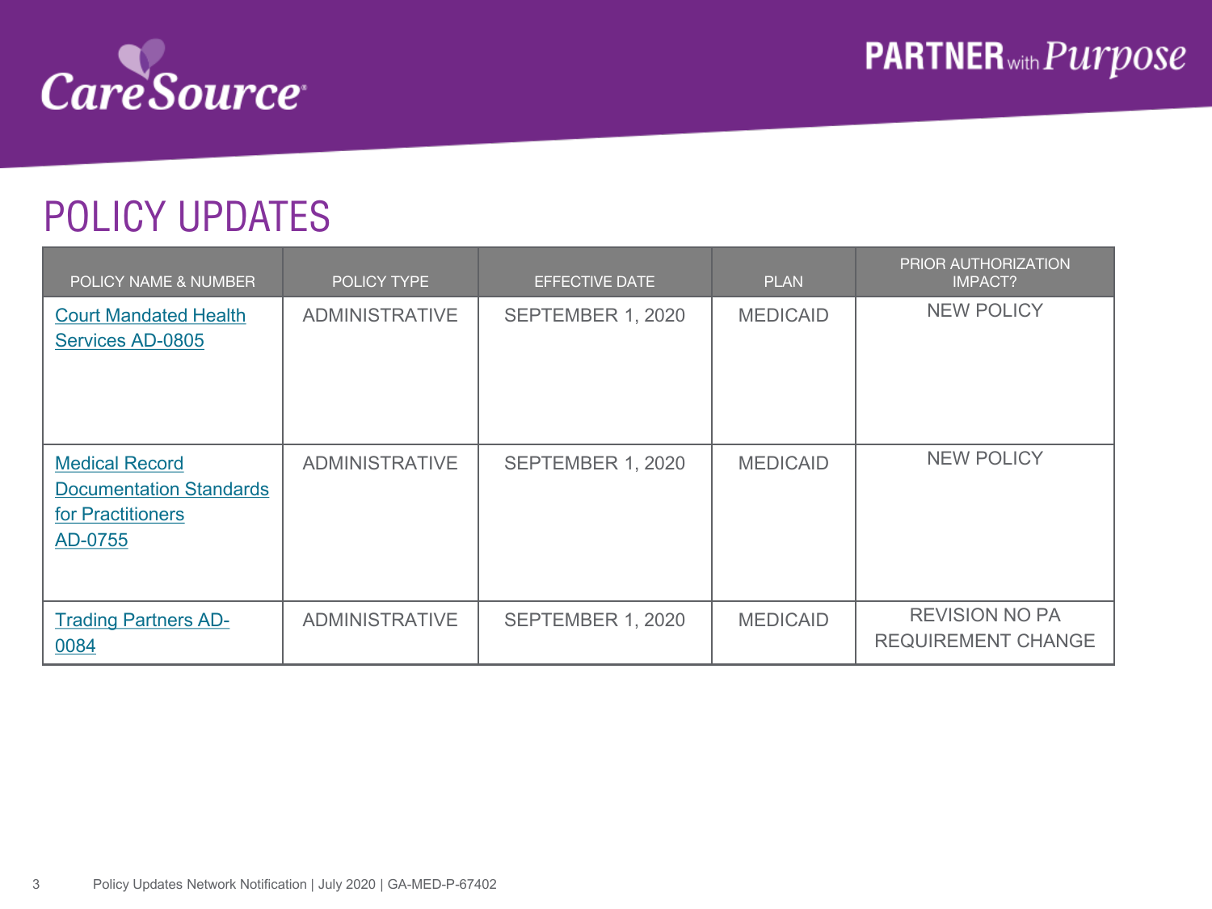# POLICY UPDATES

| POLICY NAME & NUMBER | POLICY TYPE | EFFECTIVE DATE | PLAN | PRIOR AUTHORIZATION IMPACT? |
|---|---|---|---|---|
| Court Mandated Health Services AD-0805 | ADMINISTRATIVE | SEPTEMBER 1, 2020 | MEDICAID | NEW POLICY |
| Medical Record Documentation Standards for Practitioners AD-0755 | ADMINISTRATIVE | SEPTEMBER 1, 2020 | MEDICAID | NEW POLICY |
| Trading Partners AD-0084 | ADMINISTRATIVE | SEPTEMBER 1, 2020 | MEDICAID | REVISION NO PA REQUIREMENT CHANGE |

Policy Updates Network Notification | July 2020 | GA-MED-P-67402